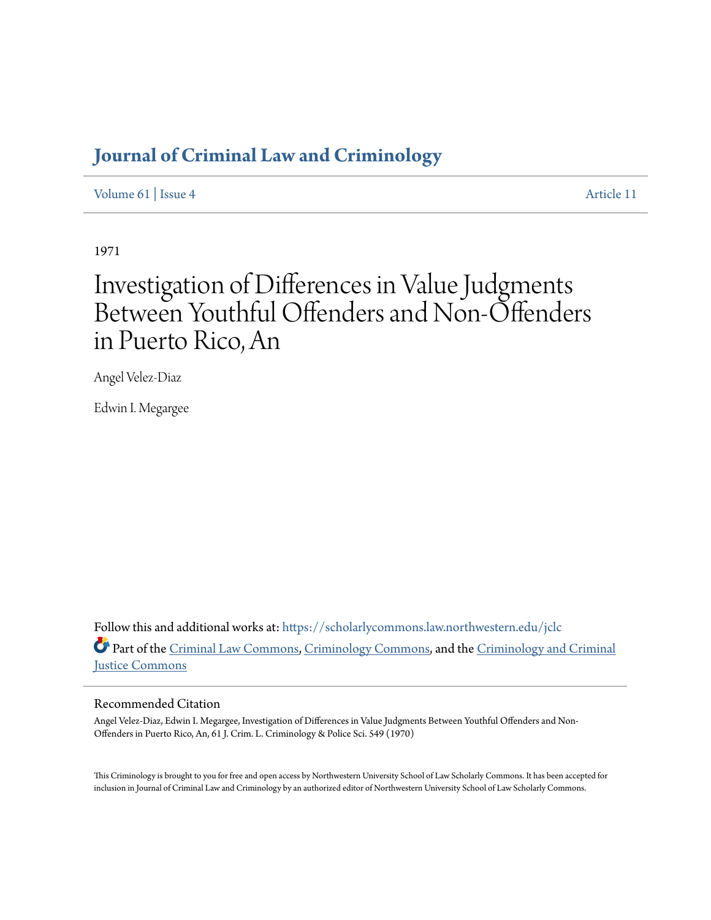# Journal of Criminal Law and Criminology

Volume 61 | Issue 4 Article 11

1971

# Investigation of Differences in Value Judgments Between Youthful Offenders and Non-Offenders in Puerto Rico, An

Angel Velez-Diaz

Edwin I. Megargee

Follow this and additional works at: https://scholarlycommons.law.northwestern.edu/jclc

Part of the Criminal Law Commons, Criminology Commons, and the Criminology and Criminal Justice Commons

## Recommended Citation

Angel Velez-Diaz, Edwin I. Megargee, Investigation of Differences in Value Judgments Between Youthful Offenders and Non-Offenders in Puerto Rico, An, 61 J. Crim. L. Criminology & Police Sci. 549 (1970)

This Criminology is brought to you for free and open access by Northwestern University School of Law Scholarly Commons. It has been accepted for inclusion in Journal of Criminal Law and Criminology by an authorized editor of Northwestern University School of Law Scholarly Commons.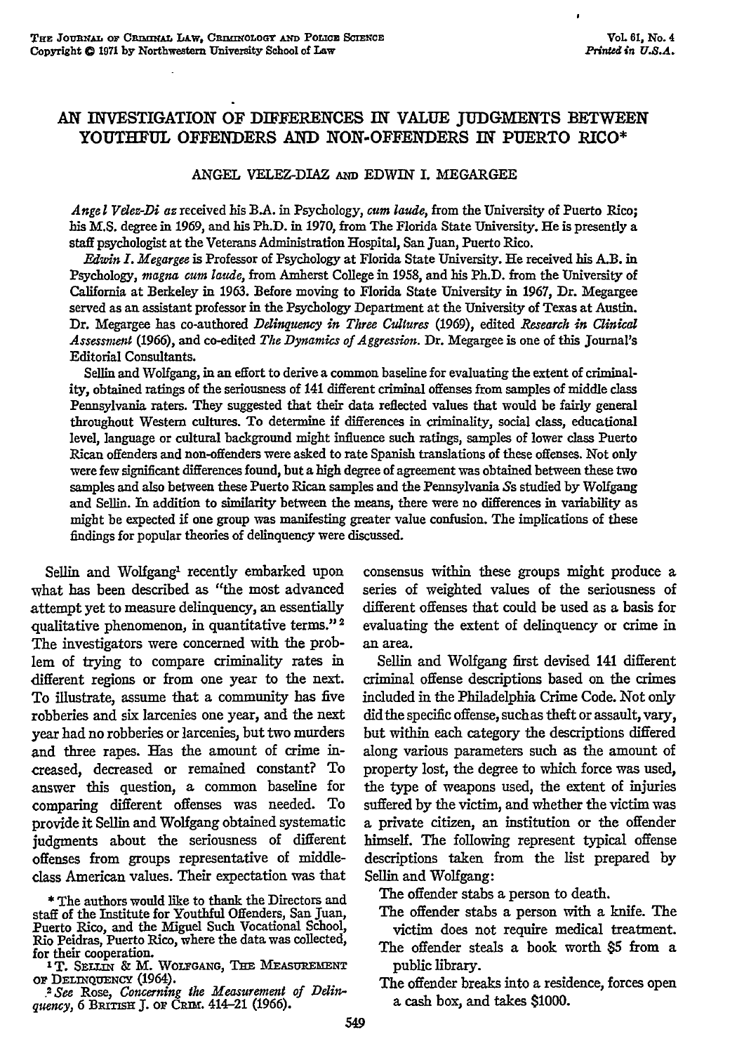# AN INVESTIGATION OF DIFFERENCES IN VALUE JUDGMENTS BETWEEN YOUTHFUL OFFENDERS AND NON-OFFENDERS IN PUERTO RICO*

ANGEL VELEZ-DIAZ AND EDWIN I. MEGARGEE

*Angel Velez-Diaz* received his B.A. in Psychology, *cum laude*, from the University of Puerto Rico; his M.S. degree in 1969, and his Ph.D. in 1970, from The Florida State University. He is presently a staff psychologist at the Veterans Administration Hospital, San Juan, Puerto Rico.

*Edwin I. Megargee* is Professor of Psychology at Florida State University. He received his A.B. in Psychology, *magna cum laude*, from Amherst College in 1958, and his Ph.D. from the University of California at Berkeley in 1963. Before moving to Florida State University in 1967, Dr. Megargee served as an assistant professor in the Psychology Department at the University of Texas at Austin. Dr. Megargee has co-authored *Delinquency in Three Cultures* (1969), edited *Research in Clinical Assessment* (1966), and co-edited *The Dynamics of Aggression*. Dr. Megargee is one of this Journal's Editorial Consultants.

Sellin and Wolfgang, in an effort to derive a common baseline for evaluating the extent of criminality, obtained ratings of the seriousness of 141 different criminal offenses from samples of middle class Pennsylvania raters. They suggested that their data reflected values that would be fairly general throughout Western cultures. To determine if differences in criminality, social class, educational level, language or cultural background might influence such ratings, samples of lower class Puerto Rican offenders and non-offenders were asked to rate Spanish translations of these offenses. Not only were few significant differences found, but a high degree of agreement was obtained between these two samples and also between these Puerto Rican samples and the Pennsylvania *S*s studied by Wolfgang and Sellin. In addition to similarity between the means, there were no differences in variability as might be expected if one group was manifesting greater value confusion. The implications of these findings for popular theories of delinquency were discussed.

Sellin and Wolfgang[1] recently embarked upon what has been described as "the most advanced attempt yet to measure delinquency, an essentially qualitative phenomenon, in quantitative terms."[2] The investigators were concerned with the problem of trying to compare criminality rates in different regions or from one year to the next. To illustrate, assume that a community has five robberies and six larcenies one year, and the next year had no robberies or larcenies, but two murders and three rapes. Has the amount of crime increased, decreased or remained constant? To answer this question, a common baseline for comparing different offenses was needed. To provide it Sellin and Wolfgang obtained systematic judgments about the seriousness of different offenses from groups representative of middle-class American values. Their expectation was that consensus within these groups might produce a series of weighted values of the seriousness of different offenses that could be used as a basis for evaluating the extent of delinquency or crime in an area.

Sellin and Wolfgang first devised 141 different criminal offense descriptions based on the crimes included in the Philadelphia Crime Code. Not only did the specific offense, such as theft or assault, vary, but within each category the descriptions differed along various parameters such as the amount of property lost, the degree to which force was used, the type of weapons used, the extent of injuries suffered by the victim, and whether the victim was a private citizen, an institution or the offender himself. The following represent typical offense descriptions taken from the list prepared by Sellin and Wolfgang:

The offender stabs a person to death.

The offender stabs a person with a knife. The victim does not require medical treatment.

The offender steals a book worth $5 from a public library.

The offender breaks into a residence, forces open a cash box, and takes $1000.

\* The authors would like to thank the Directors and staff of the Institute for Youthful Offenders, San Juan, Puerto Rico, and the Miguel Such Vocational School, Rio Piedras, Puerto Rico, where the data was collected, for their cooperation.

[1] T. SELLIN & M. WOLFGANG, THE MEASUREMENT OF DELINQUENCY (1964).

[2] *See* Rose, *Concerning the Measurement of Delinquency*, 6 BRITISH J. OF CRIM. 414–21 (1966).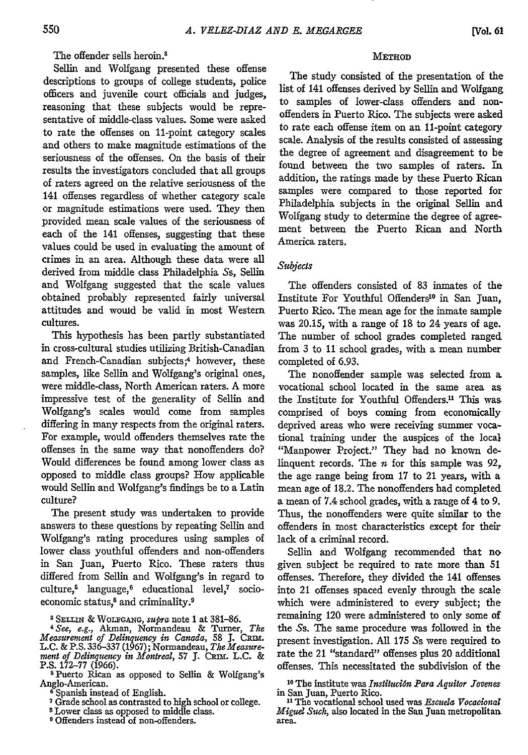The offender sells heroin.[3]

Sellin and Wolfgang presented these offense descriptions to groups of college students, police officers and juvenile court officials and judges, reasoning that these subjects would be representative of middle-class values. Some were asked to rate the offenses on 11-point category scales and others to make magnitude estimations of the seriousness of the offenses. On the basis of their results the investigators concluded that all groups of raters agreed on the relative seriousness of the 141 offenses regardless of whether category scale or magnitude estimations were used. They then provided mean scale values of the seriousness of each of the 141 offenses, suggesting that these values could be used in evaluating the amount of crimes in an area. Although these data were all derived from middle class Philadelphia *S*s, Sellin and Wolfgang suggested that the scale values obtained probably represented fairly universal attitudes and would be valid in most Western cultures.

This hypothesis has been partly substantiated in cross-cultural studies utilizing British-Canadian and French-Canadian subjects;[4] however, these samples, like Sellin and Wolfgang's original ones, were middle-class, North American raters. A more impressive test of the generality of Sellin and Wolfgang's scales would come from samples differing in many respects from the original raters. For example, would offenders themselves rate the offenses in the same way that nonoffenders do? Would differences be found among lower class as opposed to middle class groups? How applicable would Sellin and Wolfgang's findings be to a Latin culture?

The present study was undertaken to provide answers to these questions by repeating Sellin and Wolfgang's rating procedures using samples of lower class youthful offenders and non-offenders in San Juan, Puerto Rico. These raters thus differed from Sellin and Wolfgang's in regard to culture,[5] language,[6] educational level,[7] socioeconomic status,[8] and criminality.[9]

[3] SELLIN & WOLFGANG, *supra* note 1 at 381–86.

[4] *See, e.g.*, Akman, Normandeau & Turner, *The Measurement of Delinquency in Canada*, 58 J. CRIM. L.C. & P.S. 336–337 (1967); Normandeau, *The Measurement of Delinquency in Montreal*, 57 J. CRIM. L.C. & P.S. 172–77 (1966).

[5] Puerto Rican as opposed to Sellin & Wolfgang's Anglo-American.

[6] Spanish instead of English.

[7] Grade school as contrasted to high school or college.

[8] Lower class as opposed to middle class.

[9] Offenders instead of non-offenders.

## METHOD

The study consisted of the presentation of the list of 141 offenses derived by Sellin and Wolfgang to samples of lower-class offenders and nonoffenders in Puerto Rico. The subjects were asked to rate each offense item on an 11-point category scale. Analysis of the results consisted of assessing the degree of agreement and disagreement to be found between the two samples of raters. In addition, the ratings made by these Puerto Rican samples were compared to those reported for Philadelphia subjects in the original Sellin and Wolfgang study to determine the degree of agreement between the Puerto Rican and North America raters.

### *Subjects*

The offenders consisted of 83 inmates of the Institute For Youthful Offenders[10] in San Juan, Puerto Rico. The mean age for the inmate sample was 20.15, with a range of 18 to 24 years of age. The number of school grades completed ranged from 3 to 11 school grades, with a mean number completed of 6.93.

The nonoffender sample was selected from a vocational school located in the same area as the Institute for Youthful Offenders.[11] This was comprised of boys coming from economically deprived areas who were receiving summer vocational training under the auspices of the local "Manpower Project." They had no known delinquent records. The *n* for this sample was 92, the age range being from 17 to 21 years, with a mean age of 18.2. The nonoffenders had completed a mean of 7.4 school grades, with a range of 4 to 9. Thus, the nonoffenders were quite similar to the offenders in most characteristics except for their lack of a criminal record.

Sellin and Wolfgang recommended that no given subject be required to rate more than 51 offenses. Therefore, they divided the 141 offenses into 21 offenses spaced evenly through the scale which were administered to every subject; the remaining 120 were administered to only some of the *S*s. The same procedure was followed in the present investigation. All 175 *S*s were required to rate the 21 "standard" offenses plus 20 additional offenses. This necessitated the subdivision of the

[10] The institute was *Institución Para Aquitor Jovenes* in San Juan, Puerto Rico.

[11] The vocational school used was *Escuela Vocacional Miguel Such*, also located in the San Juan metropolitan area.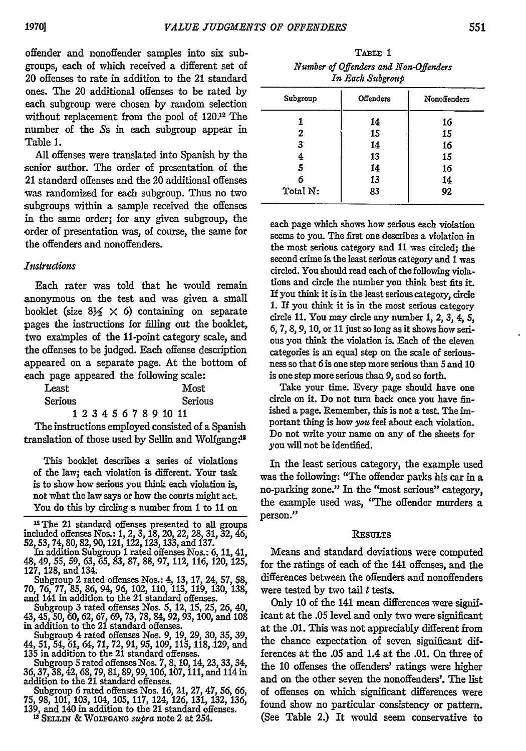offender and nonoffender samples into six subgroups, each of which received a different set of 20 offenses to rate in addition to the 21 standard ones. The 20 additional offenses to be rated by each subgroup were chosen by random selection without replacement from the pool of 120.[12] The number of the *S*s in each subgroup appear in Table 1.

All offenses were translated into Spanish by the senior author. The order of presentation of the 21 standard offenses and the 20 additional offenses was randomized for each subgroup. Thus no two subgroups within a sample received the offenses in the same order; for any given subgroup, the order of presentation was, of course, the same for the offenders and nonoffenders.

*Instructions*

Each rater was told that he would remain anonymous on the test and was given a small booklet (size 8½ × 6) containing on separate pages the instructions for filling out the booklet, two examples of the 11-point category scale, and the offenses to be judged. Each offense description appeared on a separate page. At the bottom of each page appeared the following scale:

| Least Serious | Most Serious |
|---|---|
| 1 2 3 4 5 6 7 8 9 10 11 | |

The instructions employed consisted of a Spanish translation of those used by Sellin and Wolfgang:[13]

> This booklet describes a series of violations of the law; each violation is different. Your task is to show how serious you think each violation is, not what the law says or how the courts might act. You do this by circling a number from 1 to 11 on each page which shows how serious each violation seems to you. The first one describes a violation in the most serious category and 11 was circled; the second crime is the least serious category and 1 was circled. You should read each of the following violations and circle the number you think best fits it. If you think it is in the least serious category, circle 1. If you think it is in the most serious category circle 11. You may circle any number 1, 2, 3, 4, 5, 6, 7, 8, 9, 10, or 11 just so long as it shows how serious you think the violation is. Each of the eleven categories is an equal step on the scale of seriousness so that 6 is one step more serious than 5 and 10 is one step more serious than 9, and so forth.
>
> Take your time. Every page should have one circle on it. Do not turn back once you have finished a page. Remember, this is not a test. The important thing is how *you* feel about each violation. Do not write your name on any of the sheets for you will not be identified.

In the least serious category, the example used was the following: "The offender parks his car in a no-parking zone." In the "most serious" category, the example used was, "The offender murders a person."

TABLE 1

*Number of Offenders and Non-Offenders In Each Subgroup*

| Subgroup | Offenders | Nonoffenders |
|---|---|---|
| 1 | 14 | 16 |
| 2 | 15 | 15 |
| 3 | 14 | 16 |
| 4 | 13 | 15 |
| 5 | 14 | 16 |
| 6 | 13 | 14 |
| Total N: | 83 | 92 |

## RESULTS

Means and standard deviations were computed for the ratings of each of the 141 offenses, and the differences between the offenders and nonoffenders were tested by two tail *t* tests.

Only 10 of the 141 mean differences were significant at the .05 level and only two were significant at the .01. This was not appreciably different from the chance expectation of seven significant differences at the .05 and 1.4 at the .01. On three of the 10 offenses the offenders' ratings were higher and on the other seven the nonoffenders'. The list of offenses on which significant differences were found show no particular consistency or pattern. (See Table 2.) It would seem conservative to

---

[12] The 21 standard offenses presented to all groups included offenses Nos.: 1, 2, 3, 18, 20, 22, 28, 31, 32, 46, 52, 53, 74, 80, 82, 90, 121, 122, 123, 133, and 137.

In addition Subgroup 1 rated offenses Nos.: 6, 11, 41, 48, 49, 55, 59, 63, 65, 83, 87, 88, 97, 112, 116, 120, 125, 127, 128, and 134.

Subgroup 2 rated offenses Nos.: 4, 13, 17, 24, 57, 58, 70, 76, 77, 85, 86, 94, 96, 102, 110, 113, 119, 130, 138, and 141 in addition to the 21 standard offenses.

Subgroup 3 rated offenses Nos. 5, 12, 15, 25, 26, 40, 43, 45, 50, 60, 62, 67, 69, 73, 78, 84, 92, 93, 100, and 108 in addition to the 21 standard offenses.

Subgroup 4 rated offenses Nos. 9, 19, 29, 30, 35, 39, 44, 51, 54, 61, 64, 71, 72, 91, 95, 109, 115, 118, 129, and 135 in addition to the 21 standard offenses.

Subgroup 5 rated offenses Nos. 7, 8, 10, 14, 23, 33, 34, 36, 37, 38, 42, 68, 79, 81, 89, 99, 106, 107, 111, and 114 in addition to the 21 standard offenses.

Subgroup 6 rated offenses Nos. 16, 21, 27, 47, 56, 66, 75, 98, 101, 103, 104, 105, 117, 124, 126, 131, 132, 136, 139, and 140 in addition to the 21 standard offenses.

[13] SELLIN & WOLFGANG *supra* note 2 at 254.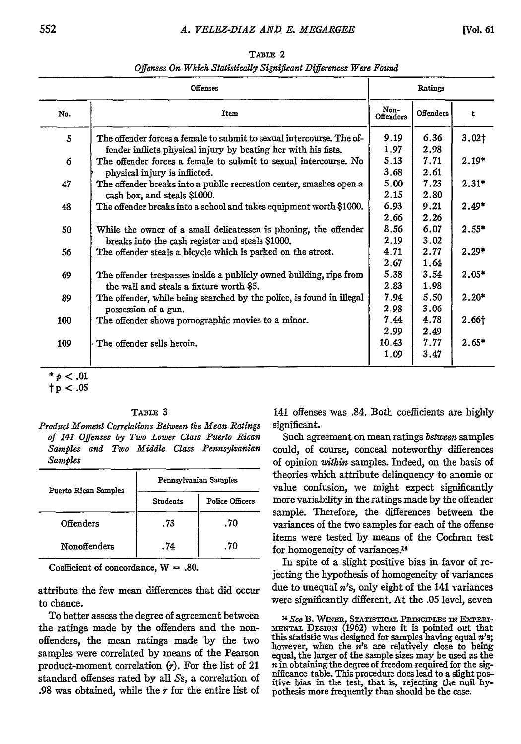TABLE 2

*Offenses On Which Statistically Significant Differences Were Found*

| Offenses | | Ratings | | |
|---|---|---|---|---|
| No. | Item | Non-Offenders | Offenders | t |
| 5 | The offender forces a female to submit to sexual intercourse. The offender inflicts physical injury by beating her with his fists. | 9.19<br>1.97 | 6.36<br>2.98 | 3.02† |
| 6 | The offender forces a female to submit to sexual intercourse. No physical injury is inflicted. | 5.13<br>3.68 | 7.71<br>2.61 | 2.19* |
| 47 | The offender breaks into a public recreation center, smashes open a cash box, and steals $1000. | 5.00<br>2.15 | 7.23<br>2.80 | 2.31* |
| 48 | The offender breaks into a school and takes equipment worth $1000. | 6.93<br>2.66 | 9.21<br>2.26 | 2.49* |
| 50 | While the owner of a small delicatessen is phoning, the offender breaks into the cash register and steals $1000. | 8.56<br>2.19 | 6.07<br>3.02 | 2.55* |
| 56 | The offender steals a bicycle which is parked on the street. | 4.71<br>2.67 | 2.77<br>1.64 | 2.29* |
| 69 | The offender trespasses inside a publicly owned building, rips from the wall and steals a fixture worth $5. | 5.38<br>2.83 | 3.54<br>1.98 | 2.05* |
| 89 | The offender, while being searched by the police, is found in illegal possession of a gun. | 7.94<br>2.98 | 5.50<br>3.06 | 2.20* |
| 100 | The offender shows pornographic movies to a minor. | 7.44<br>2.99 | 4.78<br>2.49 | 2.66† |
| 109 | The offender sells heroin. | 10.43<br>1.09 | 7.77<br>3.47 | 2.65* |

\* $p < .01$
† $p < .05$

TABLE 3

*Product Moment Correlations Between the Mean Ratings of 141 Offenses by Two Lower Class Puerto Rican Samples and Two Middle Class Pennsylvanian Samples*

| Puerto Rican Samples | Pennsylvanian Samples | |
|---|---|---|
| | Students | Police Officers |
| Offenders | .73 | .70 |
| Nonoffenders | .74 | .70 |

Coefficient of concordance, W = .80.

attribute the few mean differences that did occur to chance.

To better assess the degree of agreement between the ratings made by the offenders and the nonoffenders, the mean ratings made by the two samples were correlated by means of the Pearson product-moment correlation ($r$). For the list of 21 standard offenses rated by all *S*s, a correlation of .98 was obtained, while the $r$ for the entire list of 141 offenses was .84. Both coefficients are highly significant.

Such agreement on mean ratings *between* samples could, of course, conceal noteworthy differences of opinion *within* samples. Indeed, on the basis of theories which attribute delinquency to anomie or value confusion, we might expect significantly more variability in the ratings made by the offender sample. Therefore, the differences between the variances of the two samples for each of the offense items were tested by means of the Cochran test for homogeneity of variances.[14]

In spite of a slight positive bias in favor of rejecting the hypothesis of homogeneity of variances due to unequal $n$'s, only eight of the 141 variances were significantly different. At the .05 level, seven

[14] *See* B. WINER, STATISTICAL PRINCIPLES IN EXPERIMENTAL DESIGN (1962) where it is pointed out that this statistic was designed for samples having equal $n$'s; however, when the $n$'s are relatively close to being equal, the larger of the sample sizes may be used as the $n$ in obtaining the degree of freedom required for the significance table. This procedure does lead to a slight positive bias in the test, that is, rejecting the null hypothesis more frequently than should be the case.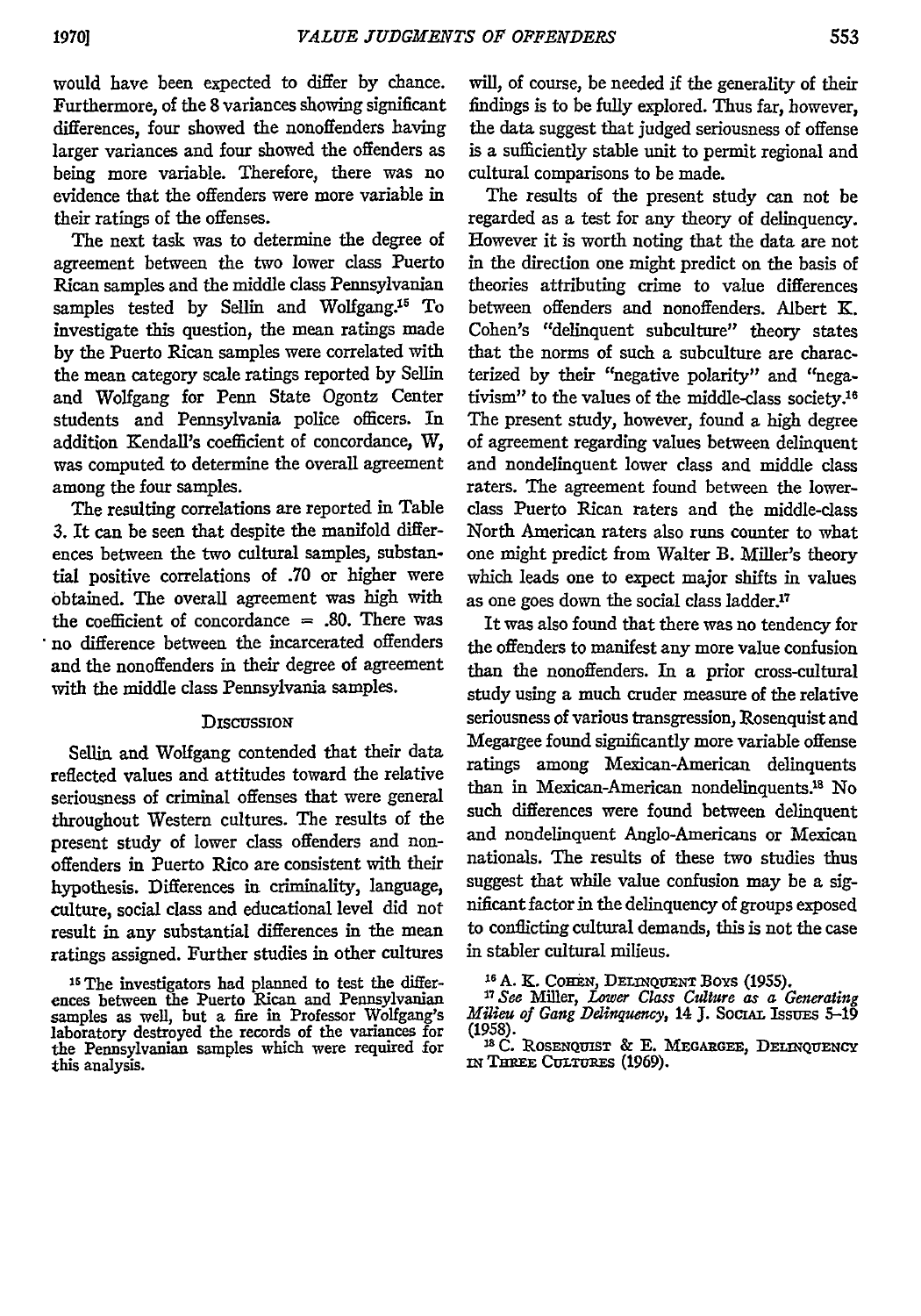would have been expected to differ by chance. Furthermore, of the 8 variances showing significant differences, four showed the nonoffenders having larger variances and four showed the offenders as being more variable. Therefore, there was no evidence that the offenders were more variable in their ratings of the offenses.

The next task was to determine the degree of agreement between the two lower class Puerto Rican samples and the middle class Pennsylvanian samples tested by Sellin and Wolfgang.[15] To investigate this question, the mean ratings made by the Puerto Rican samples were correlated with the mean category scale ratings reported by Sellin and Wolfgang for Penn State Ogontz Center students and Pennsylvania police officers. In addition Kendall's coefficient of concordance, W, was computed to determine the overall agreement among the four samples.

The resulting correlations are reported in Table 3. It can be seen that despite the manifold differences between the two cultural samples, substantial positive correlations of .70 or higher were obtained. The overall agreement was high with the coefficient of concordance = .80. There was no difference between the incarcerated offenders and the nonoffenders in their degree of agreement with the middle class Pennsylvania samples.

## Discussion

Sellin and Wolfgang contended that their data reflected values and attitudes toward the relative seriousness of criminal offenses that were general throughout Western cultures. The results of the present study of lower class offenders and nonoffenders in Puerto Rico are consistent with their hypothesis. Differences in criminality, language, culture, social class and educational level did not result in any substantial differences in the mean ratings assigned. Further studies in other cultures will, of course, be needed if the generality of their findings is to be fully explored. Thus far, however, the data suggest that judged seriousness of offense is a sufficiently stable unit to permit regional and cultural comparisons to be made.

The results of the present study can not be regarded as a test for any theory of delinquency. However it is worth noting that the data are not in the direction one might predict on the basis of theories attributing crime to value differences between offenders and nonoffenders. Albert K. Cohen's "delinquent subculture" theory states that the norms of such a subculture are characterized by their "negative polarity" and "negativism" to the values of the middle-class society.[16] The present study, however, found a high degree of agreement regarding values between delinquent and nondelinquent lower class and middle class raters. The agreement found between the lower-class Puerto Rican raters and the middle-class North American raters also runs counter to what one might predict from Walter B. Miller's theory which leads one to expect major shifts in values as one goes down the social class ladder.[17]

It was also found that there was no tendency for the offenders to manifest any more value confusion than the nonoffenders. In a prior cross-cultural study using a much cruder measure of the relative seriousness of various transgression, Rosenquist and Megargee found significantly more variable offense ratings among Mexican-American delinquents than in Mexican-American nondelinquents.[18] No such differences were found between delinquent and nondelinquent Anglo-Americans or Mexican nationals. The results of these two studies thus suggest that while value confusion may be a significant factor in the delinquency of groups exposed to conflicting cultural demands, this is not the case in stabler cultural milieus.

[15] The investigators had planned to test the differences between the Puerto Rican and Pennsylvanian samples as well, but a fire in Professor Wolfgang's laboratory destroyed the records of the variances for the Pennsylvanian samples which were required for this analysis.

[16] A. K. Cohen, Delinquent Boys (1955).

[17] *See* Miller, *Lower Class Culture as a Generating Milieu of Gang Delinquency*, 14 J. Social Issues 5–19 (1958).

[18] C. Rosenquist & E. Megargee, Delinquency in Three Cultures (1969).